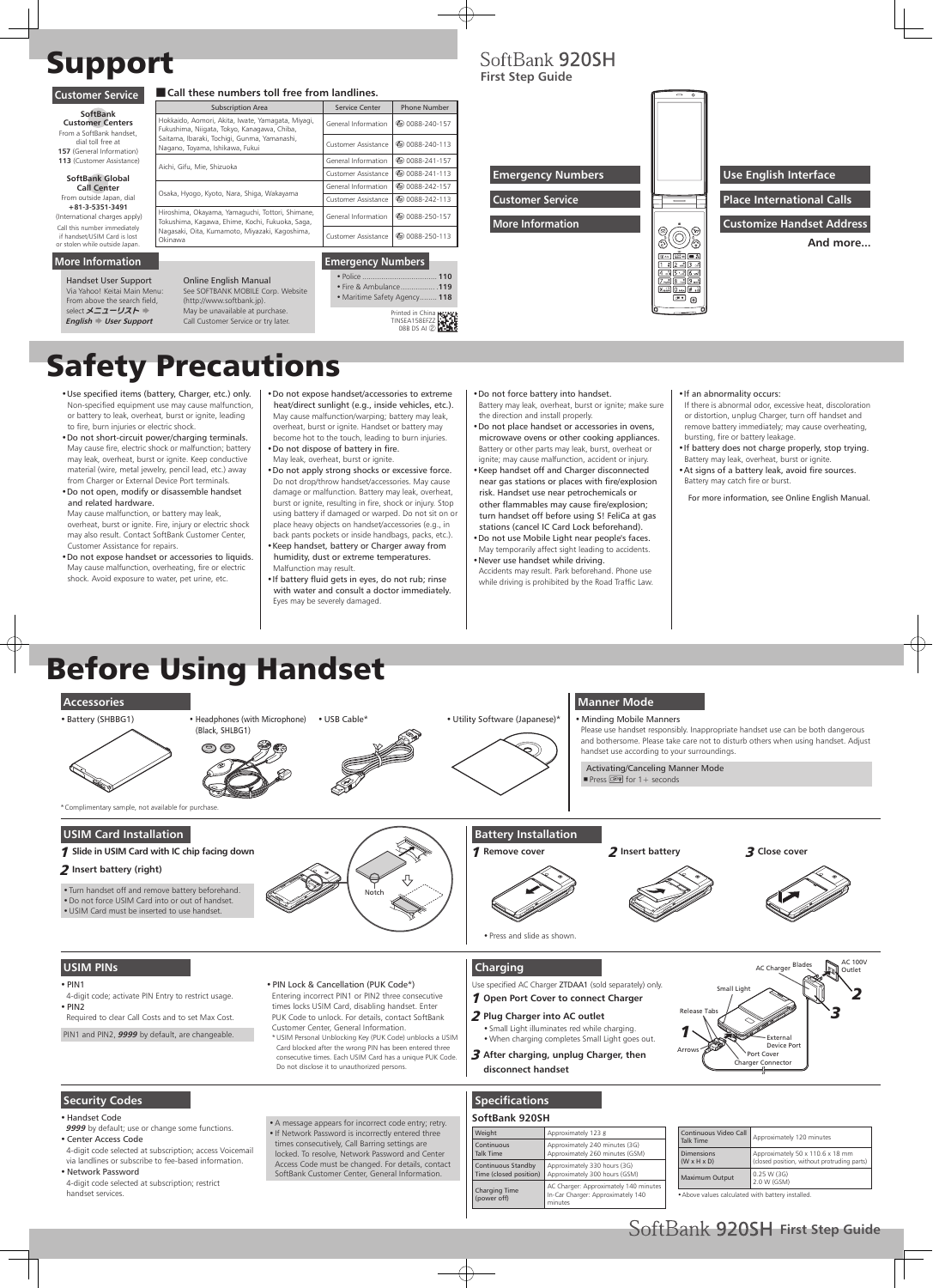# Support

SoftBank 920SH
First Step Guide

## Customer Service

**SoftBank Customer Centers**
From a SoftBank handset, dial toll free at
**157** (General Information)
**113** (Customer Assistance)

**SoftBank Global Call Center**
From outside Japan, dial
**+81-3-5351-3491**
(International charges apply)
Call this number immediately if handset/USIM Card is lost or stolen while outside Japan.

■ **Call these numbers toll free from landlines.**

| Subscription Area | Service Center | Phone Number |
|---|---|---|
| Hokkaido, Aomori, Akita, Iwate, Yamagata, Miyagi, Fukushima, Niigata, Tokyo, Kanagawa, Chiba, Saitama, Ibaraki, Tochigi, Gunma, Yamanashi, Nagano, Toyama, Ishikawa, Fukui | General Information | 0088-240-157 |
| | Customer Assistance | 0088-240-113 |
| Aichi, Gifu, Mie, Shizuoka | General Information | 0088-241-157 |
| | Customer Assistance | 0088-241-113 |
| Osaka, Hyogo, Kyoto, Nara, Shiga, Wakayama | General Information | 0088-242-157 |
| | Customer Assistance | 0088-242-113 |
| Hiroshima, Okayama, Yamaguchi, Tottori, Shimane, Tokushima, Kagawa, Ehime, Kochi, Fukuoka, Saga, Nagasaki, Oita, Kumamoto, Miyazaki, Kagoshima, Okinawa | General Information | 0088-250-157 |
| | Customer Assistance | 0088-250-113 |

## More Information

**Handset User Support**
Via Yahoo! Keitai Main Menu:
From above the search field, select ***メニューリスト*** ➡ ***English*** ➡ ***User Support***

**Online English Manual**
See SOFTBANK MOBILE Corp. Website (http://www.softbank.jp).
May be unavailable at purchase.
Call Customer Service or try later.

## Emergency Numbers

- Police .......... **110**
- Fire & Ambulance .......... **119**
- Maritime Safety Agency .......... **118**

Printed in China
TINSEA158EFZZ
08B DS AI ②

Emergency Numbers
Customer Service
More Information

Use English Interface
Place International Calls
Customize Handset Address
**And more...**

# Safety Precautions

- Use specified items (battery, Charger, etc.) only.
  Non-specified equipment use may cause malfunction, or battery to leak, overheat, burst or ignite, leading to fire, burn injuries or electric shock.
- Do not short-circuit power/charging terminals.
  May cause fire, electric shock or malfunction; battery may leak, overheat, burst or ignite. Keep conductive material (wire, metal jewelry, pencil lead, etc.) away from Charger or External Device Port terminals.
- Do not open, modify or disassemble handset and related hardware.
  May cause malfunction, or battery may leak, overheat, burst or ignite. Fire, injury or electric shock may also result. Contact SoftBank Customer Center, Customer Assistance for repairs.
- Do not expose handset or accessories to liquids.
  May cause malfunction, overheating, fire or electric shock. Avoid exposure to water, pet urine, etc.
- Do not expose handset/accessories to extreme heat/direct sunlight (e.g., inside vehicles, etc.).
  May cause malfunction/warping; battery may leak, overheat, burst or ignite. Handset or battery may become hot to the touch, leading to burn injuries.
- Do not dispose of battery in fire.
  May leak, overheat, burst or ignite.
- Do not apply strong shocks or excessive force.
  Do not drop/throw handset/accessories. May cause damage or malfunction. Battery may leak, overheat, burst or ignite, resulting in fire, shock or injury. Stop using battery if damaged or warped. Do not sit on or place heavy objects on handset/accessories (e.g., in back pants pockets or inside handbags, packs, etc.).
- Keep handset, battery or Charger away from humidity, dust or extreme temperatures.
  Malfunction may result.
- If battery fluid gets in eyes, do not rub; rinse with water and consult a doctor immediately.
  Eyes may be severely damaged.
- Do not force battery into handset.
  Battery may leak, overheat, burst or ignite; make sure the direction and install properly.
- Do not place handset or accessories in ovens, microwave ovens or other cooking appliances.
  Battery or other parts may leak, burst, overheat or ignite; may cause malfunction, accident or injury.
- Keep handset off and Charger disconnected near gas stations or places with fire/explosion risk. Handset use near petrochemicals or other flammables may cause fire/explosion; turn handset off before using S! FeliCa at gas stations (cancel IC Card Lock beforehand).
- Do not use Mobile Light near people's faces.
  May temporarily affect sight leading to accidents.
- Never use handset while driving.
  Accidents may result. Park beforehand. Phone use while driving is prohibited by the Road Traffic Law.
- If an abnormality occurs:
  If there is abnormal odor, excessive heat, discoloration or distortion, unplug Charger, turn off handset and remove battery immediately; may cause overheating, bursting, fire or battery leakage.
- If battery does not charge properly, stop trying.
  Battery may leak, overheat, burst or ignite.
- At signs of a battery leak, avoid fire sources.
  Battery may catch fire or burst.

For more information, see Online English Manual.

# Before Using Handset

## Accessories

- Battery (SHBBG1)
- Headphones (with Microphone) (Black, SHLBG1)
- USB Cable*
- Utility Software (Japanese)*

*Complimentary sample, not available for purchase.

## Manner Mode

- Minding Mobile Manners
  Please use handset responsibly. Inappropriate handset use can be both dangerous and bothersome. Please take care not to disturb others when using handset. Adjust handset use according to your surroundings.

**Activating/Canceling Manner Mode**
■ Press [key] for 1+ seconds

## USIM Card Installation

**1** Slide in USIM Card with IC chip facing down

**2** Insert battery (right)

- Turn handset off and remove battery beforehand.
- Do not force USIM Card into or out of handset.
- USIM Card must be inserted to use handset.

Notch

## Battery Installation

**1** Remove cover
**2** Insert battery
**3** Close cover

- Press and slide as shown.

## USIM PINs

- PIN1
  4-digit code; activate PIN Entry to restrict usage.
- PIN2
  Required to clear Call Costs and to set Max Cost.

PIN1 and PIN2, ***9999*** by default, are changeable.

- PIN Lock & Cancellation (PUK Code*)
  Entering incorrect PIN1 or PIN2 three consecutive times locks USIM Card, disabling handset. Enter PUK Code to unlock. For details, contact SoftBank Customer Center, General Information.
  *USIM Personal Unblocking Key (PUK Code) unblocks a USIM Card blocked after the wrong PIN has been entered three consecutive times. Each USIM Card has a unique PUK Code. Do not disclose it to unauthorized persons.

## Charging

Use specified AC Charger ZTDAA1 (sold separately) only.

**1** Open Port Cover to connect Charger

**2** Plug Charger into AC outlet
- Small Light illuminates red while charging.
- When charging completes Small Light goes out.

**3** After charging, unplug Charger, then disconnect handset

AC Charger, Blades, AC 100V Outlet, Small Light, Release Tabs, Arrows, External Device Port, Port Cover, Charger Connector

## Security Codes

- Handset Code
  ***9999*** by default; use or change some functions.
- Center Access Code
  4-digit code selected at subscription; access Voicemail via landlines or subscribe to fee-based information.
- Network Password
  4-digit code selected at subscription; restrict handset services.

- A message appears for incorrect code entry; retry.
- If Network Password is incorrectly entered three times consecutively, Call Barring settings are locked. To resolve, Network Password and Center Access Code must be changed. For details, contact SoftBank Customer Center, General Information.

## Specifications

**SoftBank 920SH**

| Weight | Approximately 123 g |
|---|---|
| Continuous Talk Time | Approximately 240 minutes (3G) Approximately 260 minutes (GSM) |
| Continuous Standby Time (closed position) | Approximately 330 hours (3G) Approximately 300 hours (GSM) |
| Charging Time (power off) | AC Charger: Approximately 140 minutes In-Car Charger: Approximately 140 minutes |

| Continuous Video Call Talk Time | Approximately 120 minutes |
|---|---|
| Dimensions (W x H x D) | Approximately 50 x 110.6 x 18 mm (closed position, without protruding parts) |
| Maximum Output | 0.25 W (3G) 2.0 W (GSM) |

- Above values calculated with battery installed.

SoftBank 920SH First Step Guide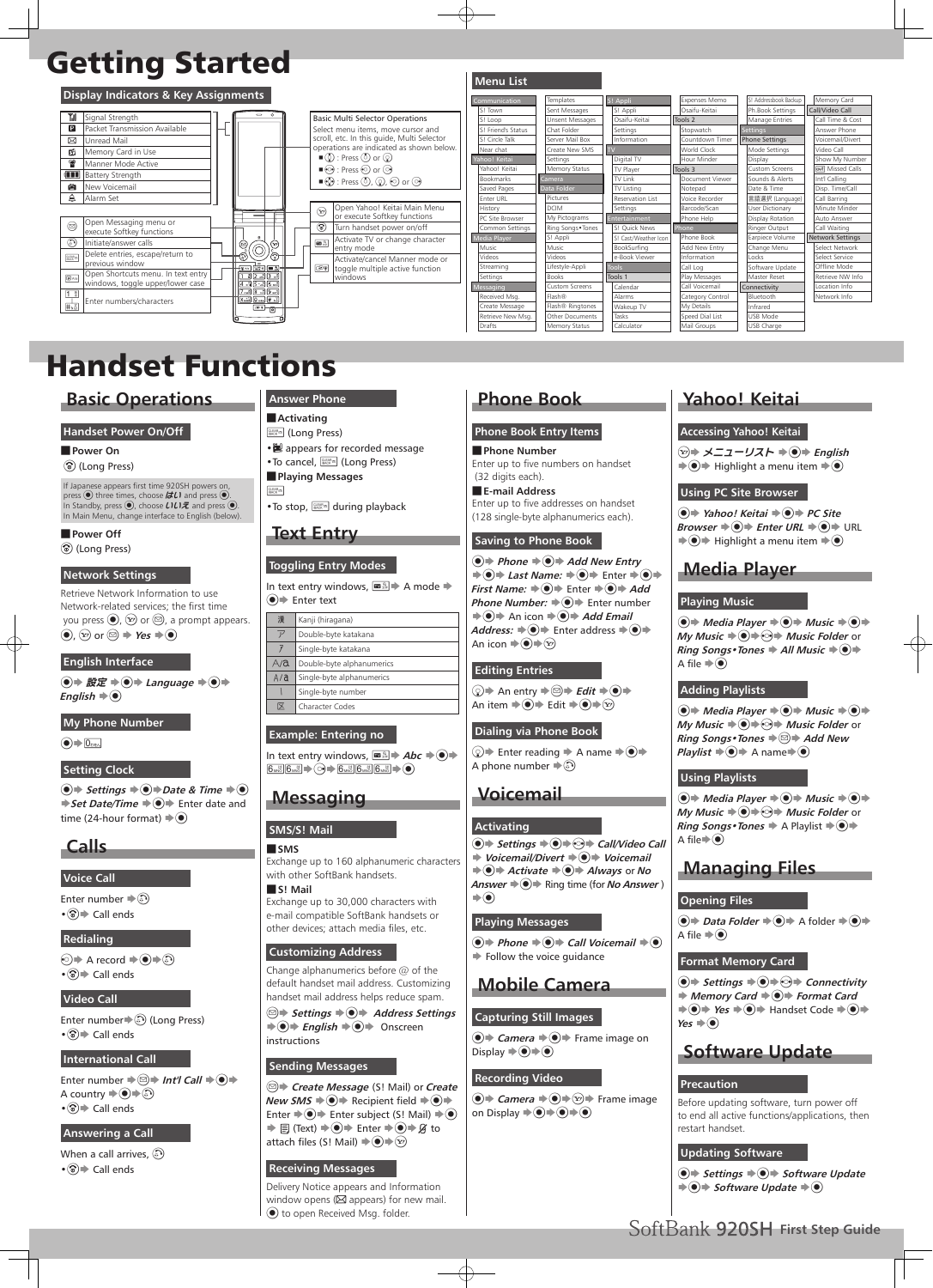# Getting Started

## Display Indicators & Key Assignments

| | |
|---|---|
| | Signal Strength |
| | Packet Transmission Available |
| | Unread Mail |
| | Memory Card in Use |
| | Manner Mode Active |
| | Battery Strength |
| | New Voicemail |
| | Alarm Set |

| | |
|---|---|
| | Open Messaging menu or execute Softkey functions |
| | Initiate/answer calls |
| | Delete entries, escape/return to previous window |
| | Open Shortcuts menu. In text entry windows, toggle upper/lower case |
| | Enter numbers/characters |

**Basic Multi Selector Operations**

Select menu items, move cursor and scroll, etc. In this guide, Multi Selector operations are indicated as shown below.

- : Press or
- : Press or
- : Press , , or

| | |
|---|---|
| | Open Yahoo! Keitai Main Menu or execute Softkey functions |
| | Turn handset power on/off |
| | Activate TV or change character entry mode |
| | Activate/cancel Manner mode or toggle multiple active function windows |

## Menu List

| | | | | | | |
|---|---|---|---|---|---|---|
| Communication | Templates | S! Appli | Expenses Memo | S! Addressbook Backup | Memory Card | |
| S! Town | Sent Messages | S! Appli | Osaifu-Keitai | Ph.Book Settings | Call/Video Call | |
| S! Loop | Unsent Messages | Osaifu-Keitai | Tools 2 | Manage Entries | Call Time & Cost | |
| S! Friend's Status | Chat Folder | Settings | Stopwatch | Settings | Answer Phone | |
| S! Circle Talk | Server Mail Box | Information | Countdown Timer | Phone Settings | Voicemail/Divert | |
| Near chat | Create New SMS | TV | World Clock | Mode Settings | Video Call | |
| Yahoo! Keitai | Settings | Digital TV | Hour Minder | Custom Screens | Show My Number | |
| Yahoo! Keitai | Memory Status | TV Player | Tools 3 | Display | Missed Calls | |
| Bookmarks | Camera | TV Link | Document Viewer | Sounds & Alerts | Int'l Calling | |
| Saved Pages | Data Folder | TV Listing | Notepad | Date & Time | Disp. Time/Call | |
| Enter URL | Pictures | Reservation List | Voice Recorder | 言語選択 (Language) | Call Barring | |
| History | DCIM | Settings | Barcode/Scan | User Dictionary | Minute Minder | |
| PC Site Browser | My Pictograms | Entertainment | Phone Help | Display Rotation | Auto Answer | |
| Common Settings | Ring Songs•Tones | S! Quick News | Phone | Ringer Output | Call Waiting | |
| Media Player | S! Appli | S! Cast/Weather Icon | Phone Book | Earpiece Volume | Network Settings | |
| Music | Music | BookSurfing | Add New Entry | Change Menu | Select Network | |
| Videos | Videos | e-Book Viewer | Information | Locks | Select Service | |
| Streaming | Lifestyle-Appli | Tools | Call Log | Software Update | Offline Mode | |
| Settings | Books | Tools 1 | Play Messages | Master Reset | Retrieve NW Info | |
| Messaging | Custom Screens | Calendar | Call Voicemail | Connectivity | Location Info | |
| Received Msg. | Flash® | Alarms | Category Control | Bluetooth | Network Info | |
| Create Message | Flash® Ringtones | Wakeup TV | My Details | Infrared | | |
| Retrieve New Msg. | Other Documents | Tasks | Speed Dial List | USB Mode | | |
| Drafts | Memory Status | Calculator | Mail Groups | USB Charge | | |

# Handset Functions

## Basic Operations

### Handset Power On/Off

**■Power On**

(Long Press)

If Japanese appears first time 920SH powers on, press three times, choose *はい* and press . In Standby, press , choose *いいえ* and press . In Main Menu, change interface to English (below).

**■Power Off**

(Long Press)

### Network Settings

Retrieve Network Information to use Network-related services; the first time you press , or , a prompt appears. , or ➡ *Yes* ➡

### English Interface

➡ *設定* ➡ ➡ *Language* ➡ ➡ *English* ➡

### My Phone Number

➡

### Setting Clock

➡ *Settings* ➡ ➡ *Date & Time* ➡ ➡ *Set Date/Time* ➡ ➡ Enter date and time (24-hour format) ➡

## Calls

### Voice Call

Enter number ➡
- ➡ Call ends

### Redialing

➡ A record ➡ ➡
- ➡ Call ends

### Video Call

Enter number ➡ (Long Press)
- ➡ Call ends

### International Call

Enter number ➡ ➡ *Int'l Call* ➡ ➡ A country ➡ ➡
- ➡ Call ends

### Answering a Call

When a call arrives,
- ➡ Call ends

### Answer Phone

**■Activating**

(Long Press)
- appears for recorded message
- To cancel, (Long Press)

**■Playing Messages**

- To stop, during playback

## Text Entry

### Toggling Entry Modes

In text entry windows, ➡ A mode ➡ ➡ Enter text

| | |
|---|---|
| 漢 | Kanji (hiragana) |
| ア | Double-byte katakana |
| ｱ | Single-byte katakana |
| A/a | Double-byte alphanumerics |
| A/a | Single-byte alphanumerics |
| 1 | Single-byte number |
| 区 | Character Codes |

### Example: Entering no

In text entry windows, ➡ *Abc* ➡ ➡ ➡ ➡ ➡

## Messaging

### SMS/S! Mail

**■SMS**

Exchange up to 160 alphanumeric characters with other SoftBank handsets.

**■S! Mail**

Exchange up to 30,000 characters with e-mail compatible SoftBank handsets or other devices; attach media files, etc.

### Customizing Address

Change alphanumerics before @ of the default handset mail address. Customizing handset mail address helps reduce spam.

➡ *Settings* ➡ ➡ *Address Settings* ➡ ➡ *English* ➡ ➡ Onscreen instructions

### Sending Messages

➡ *Create Message* (S! Mail) or *Create New SMS* ➡ ➡ Recipient field ➡ ➡ Enter ➡ ➡ Enter subject (S! Mail) ➡ ➡ (Text) ➡ ➡ Enter ➡ ➡ to attach files (S! Mail) ➡ ➡

### Receiving Messages

Delivery Notice appears and Information window opens ( appears) for new mail. to open Received Msg. folder.

## Phone Book

### Phone Book Entry Items

**■Phone Number**

Enter up to five numbers on handset (32 digits each).

**■E-mail Address**

Enter up to five addresses on handset (128 single-byte alphanumerics each).

### Saving to Phone Book

➡ *Phone* ➡ ➡ *Add New Entry* ➡ ➡ *Last Name:* ➡ ➡ Enter ➡ ➡ *First Name:* ➡ ➡ Enter ➡ ➡ *Add Phone Number:* ➡ ➡ Enter number ➡ ➡ An icon ➡ ➡ *Add Email Address:* ➡ ➡ Enter address ➡ ➡ An icon ➡ ➡

### Editing Entries

➡ An entry ➡ ➡ *Edit* ➡ ➡ An item ➡ ➡ Edit ➡ ➡

### Dialing via Phone Book

➡ Enter reading ➡ A name ➡ ➡ A phone number ➡

## Voicemail

### Activating

➡ *Settings* ➡ ➡ ➡ *Call/Video Call* ➡ *Voicemail/Divert* ➡ ➡ *Voicemail* ➡ ➡ *Activate* ➡ ➡ *Always* or *No Answer* ➡ ➡ Ring time (for *No Answer* ) ➡

### Playing Messages

➡ *Phone* ➡ ➡ *Call Voicemail* ➡ ➡ Follow the voice guidance

## Mobile Camera

### Capturing Still Images

➡ *Camera* ➡ ➡ Frame image on Display ➡ ➡

### Recording Video

➡ *Camera* ➡ ➡ ➡ Frame image on Display ➡ ➡ ➡

## Yahoo! Keitai

### Accessing Yahoo! Keitai

➡ *メニューリスト* ➡ ➡ *English* ➡ ➡ Highlight a menu item ➡

### Using PC Site Browser

➡ *Yahoo! Keitai* ➡ ➡ *PC Site Browser* ➡ ➡ *Enter URL* ➡ ➡ URL ➡ ➡ Highlight a menu item ➡

## Media Player

### Playing Music

➡ *Media Player* ➡ ➡ *Music* ➡ ➡ *My Music* ➡ ➡ ➡ *Music Folder* or *Ring Songs•Tones* ➡ *All Music* ➡ ➡ A file ➡

### Adding Playlists

➡ *Media Player* ➡ ➡ *Music* ➡ ➡ *My Music* ➡ ➡ ➡ *Music Folder* or *Ring Songs•Tones* ➡ ➡ *Add New Playlist* ➡ ➡ A name ➡

### Using Playlists

➡ *Media Player* ➡ ➡ *Music* ➡ ➡ *My Music* ➡ ➡ ➡ *Music Folder* or *Ring Songs•Tones* ➡ A Playlist ➡ ➡ A file ➡

## Managing Files

### Opening Files

➡ *Data Folder* ➡ ➡ A folder ➡ ➡ A file ➡

### Format Memory Card

➡ *Settings* ➡ ➡ ➡ *Connectivity* ➡ *Memory Card* ➡ ➡ *Format Card* ➡ ➡ *Yes* ➡ ➡ Handset Code ➡ ➡ *Yes* ➡

## Software Update

### Precaution

Before updating software, turn power off to end all active functions/applications, then restart handset.

### Updating Software

➡ *Settings* ➡ ➡ *Software Update* ➡ ➡ *Software Update* ➡

SoftBank 920SH First Step Guide